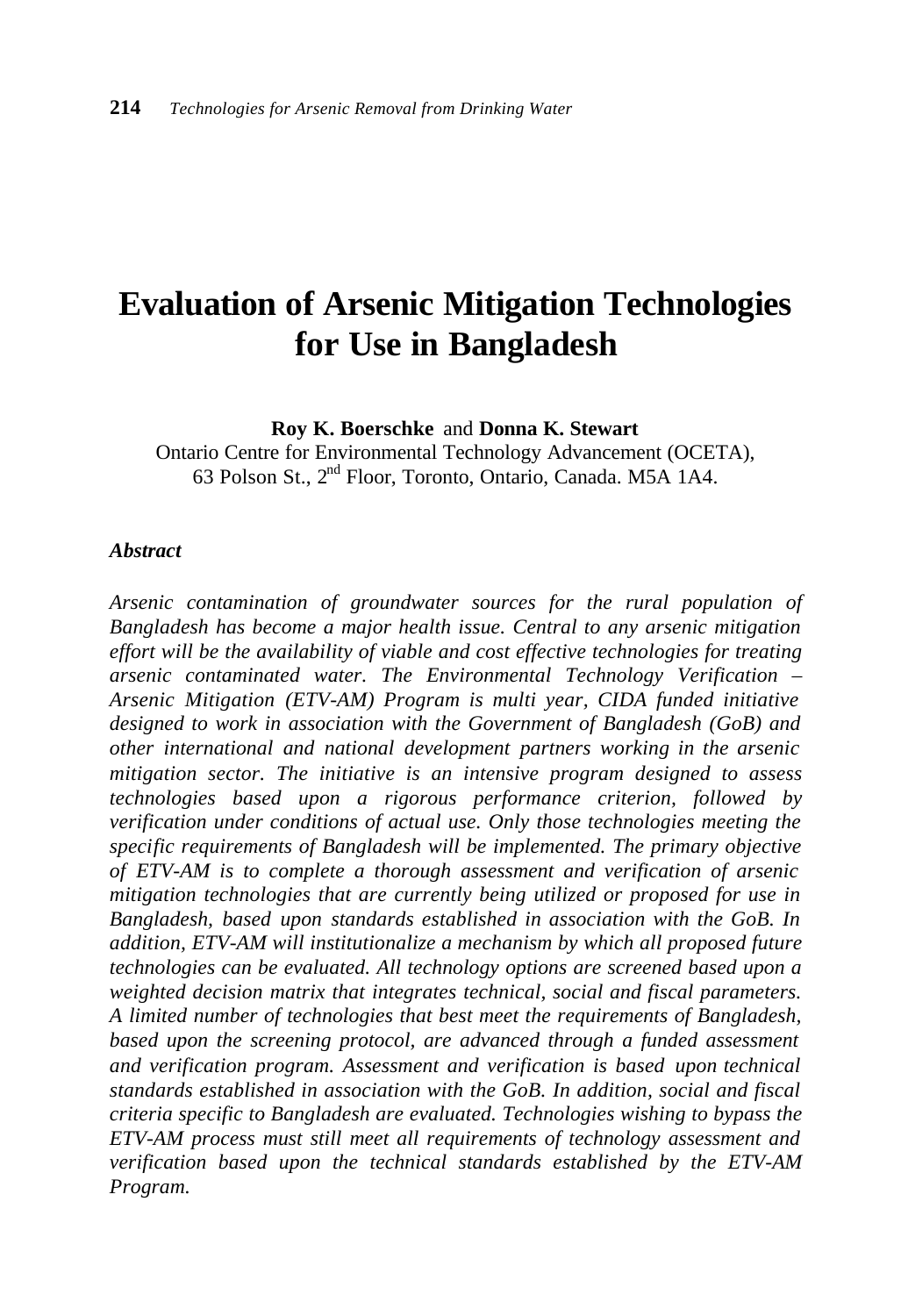# Evaluation of Arsenic Mitigation Technologies for Use in Bangladesh

**Roy K. Boerschke** and **Donna K. Stewart**

Ontario Centre for Environmental Technology Advancement (OCETA), 63 Polson St., 2nd Floor, Toronto, Ontario, Canada. M5A 1A4.

***Abstract***

*Arsenic contamination of groundwater sources for the rural population of Bangladesh has become a major health issue. Central to any arsenic mitigation effort will be the availability of viable and cost effective technologies for treating arsenic contaminated water. The Environmental Technology Verification – Arsenic Mitigation (ETV-AM) Program is multi year, CIDA funded initiative designed to work in association with the Government of Bangladesh (GoB) and other international and national development partners working in the arsenic mitigation sector. The initiative is an intensive program designed to assess technologies based upon a rigorous performance criterion, followed by verification under conditions of actual use. Only those technologies meeting the specific requirements of Bangladesh will be implemented. The primary objective of ETV-AM is to complete a thorough assessment and verification of arsenic mitigation technologies that are currently being utilized or proposed for use in Bangladesh, based upon standards established in association with the GoB. In addition, ETV-AM will institutionalize a mechanism by which all proposed future technologies can be evaluated. All technology options are screened based upon a weighted decision matrix that integrates technical, social and fiscal parameters. A limited number of technologies that best meet the requirements of Bangladesh, based upon the screening protocol, are advanced through a funded assessment and verification program. Assessment and verification is based upon technical standards established in association with the GoB. In addition, social and fiscal criteria specific to Bangladesh are evaluated. Technologies wishing to bypass the ETV-AM process must still meet all requirements of technology assessment and verification based upon the technical standards established by the ETV-AM Program.*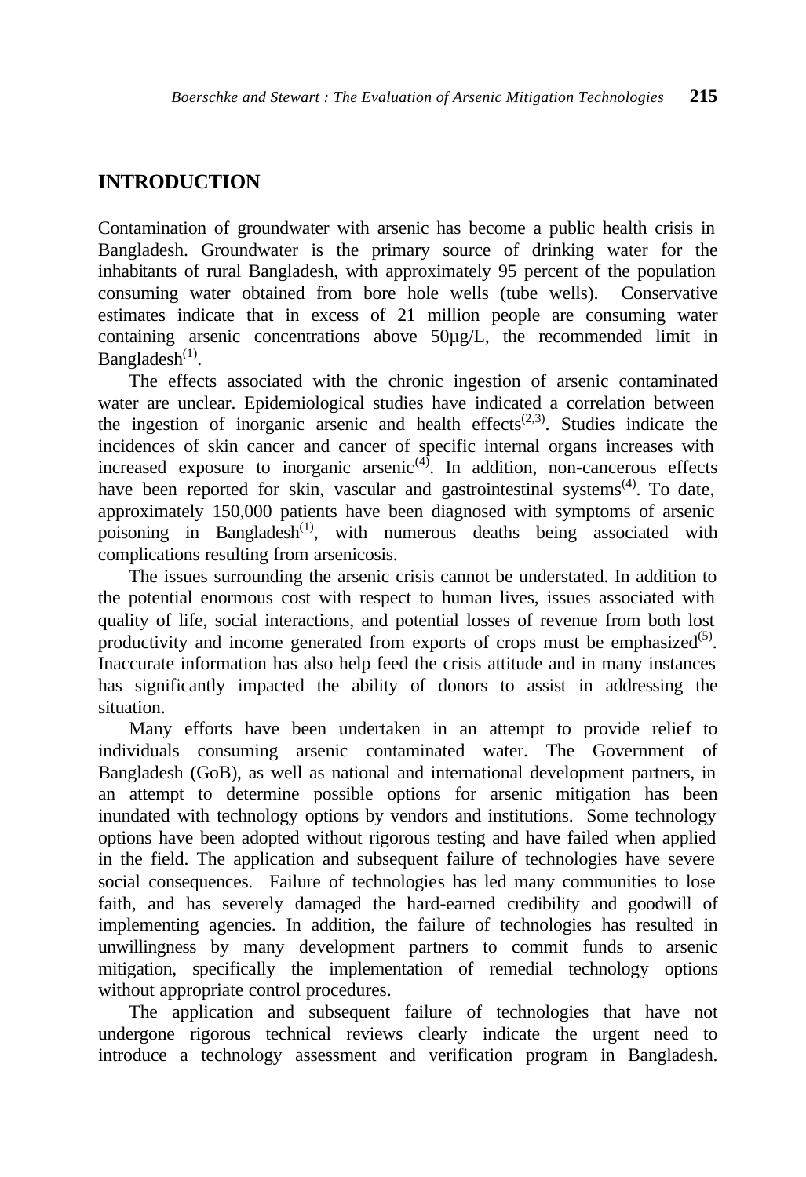## INTRODUCTION

Contamination of groundwater with arsenic has become a public health crisis in Bangladesh. Groundwater is the primary source of drinking water for the inhabitants of rural Bangladesh, with approximately 95 percent of the population consuming water obtained from bore hole wells (tube wells). Conservative estimates indicate that in excess of 21 million people are consuming water containing arsenic concentrations above 50µg/L, the recommended limit in Bangladesh[1].

The effects associated with the chronic ingestion of arsenic contaminated water are unclear. Epidemiological studies have indicated a correlation between the ingestion of inorganic arsenic and health effects[2,3]. Studies indicate the incidences of skin cancer and cancer of specific internal organs increases with increased exposure to inorganic arsenic[4]. In addition, non-cancerous effects have been reported for skin, vascular and gastrointestinal systems[4]. To date, approximately 150,000 patients have been diagnosed with symptoms of arsenic poisoning in Bangladesh[1], with numerous deaths being associated with complications resulting from arsenicosis.

The issues surrounding the arsenic crisis cannot be understated. In addition to the potential enormous cost with respect to human lives, issues associated with quality of life, social interactions, and potential losses of revenue from both lost productivity and income generated from exports of crops must be emphasized[5]. Inaccurate information has also help feed the crisis attitude and in many instances has significantly impacted the ability of donors to assist in addressing the situation.

Many efforts have been undertaken in an attempt to provide relief to individuals consuming arsenic contaminated water. The Government of Bangladesh (GoB), as well as national and international development partners, in an attempt to determine possible options for arsenic mitigation has been inundated with technology options by vendors and institutions. Some technology options have been adopted without rigorous testing and have failed when applied in the field. The application and subsequent failure of technologies have severe social consequences. Failure of technologies has led many communities to lose faith, and has severely damaged the hard-earned credibility and goodwill of implementing agencies. In addition, the failure of technologies has resulted in unwillingness by many development partners to commit funds to arsenic mitigation, specifically the implementation of remedial technology options without appropriate control procedures.

The application and subsequent failure of technologies that have not undergone rigorous technical reviews clearly indicate the urgent need to introduce a technology assessment and verification program in Bangladesh.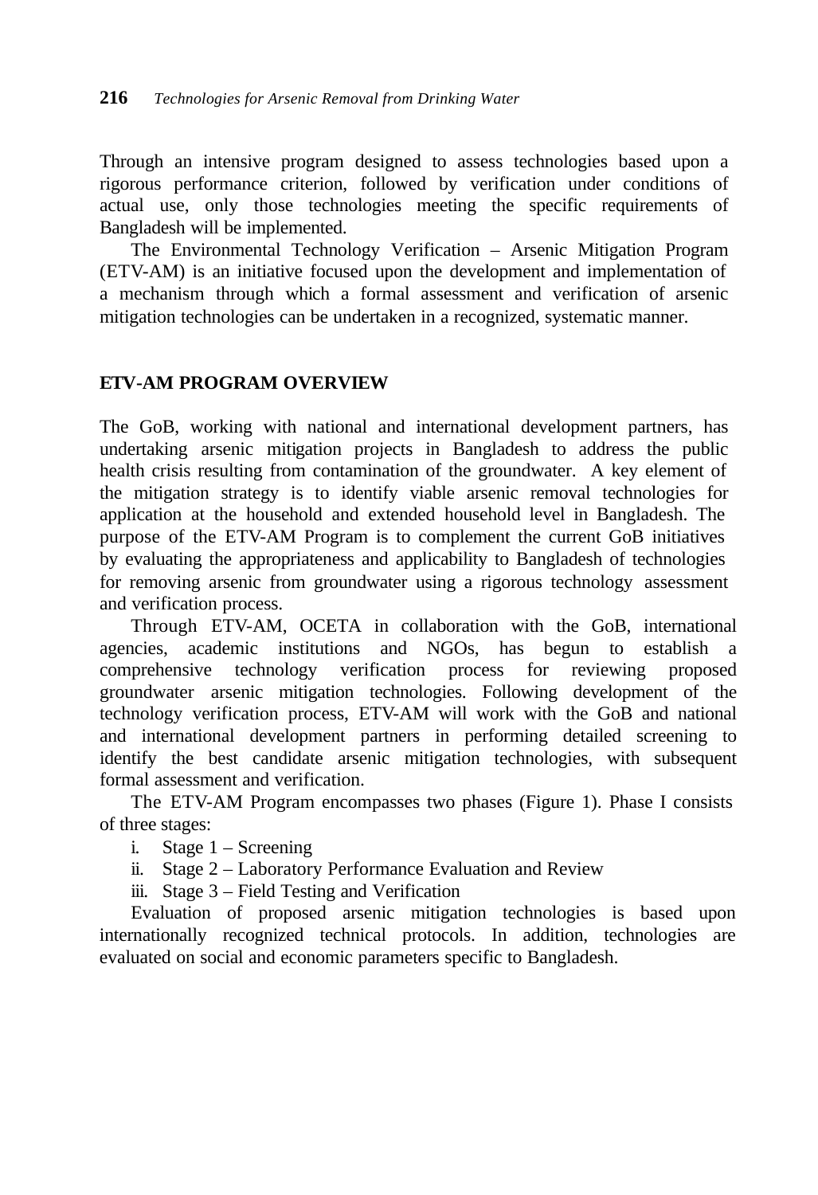Through an intensive program designed to assess technologies based upon a rigorous performance criterion, followed by verification under conditions of actual use, only those technologies meeting the specific requirements of Bangladesh will be implemented.

The Environmental Technology Verification – Arsenic Mitigation Program (ETV-AM) is an initiative focused upon the development and implementation of a mechanism through which a formal assessment and verification of arsenic mitigation technologies can be undertaken in a recognized, systematic manner.

## ETV-AM PROGRAM OVERVIEW

The GoB, working with national and international development partners, has undertaking arsenic mitigation projects in Bangladesh to address the public health crisis resulting from contamination of the groundwater. A key element of the mitigation strategy is to identify viable arsenic removal technologies for application at the household and extended household level in Bangladesh. The purpose of the ETV-AM Program is to complement the current GoB initiatives by evaluating the appropriateness and applicability to Bangladesh of technologies for removing arsenic from groundwater using a rigorous technology assessment and verification process.

Through ETV-AM, OCETA in collaboration with the GoB, international agencies, academic institutions and NGOs, has begun to establish a comprehensive technology verification process for reviewing proposed groundwater arsenic mitigation technologies. Following development of the technology verification process, ETV-AM will work with the GoB and national and international development partners in performing detailed screening to identify the best candidate arsenic mitigation technologies, with subsequent formal assessment and verification.

The ETV-AM Program encompasses two phases (Figure 1). Phase I consists of three stages:

i. Stage 1 – Screening
ii. Stage 2 – Laboratory Performance Evaluation and Review
iii. Stage 3 – Field Testing and Verification

Evaluation of proposed arsenic mitigation technologies is based upon internationally recognized technical protocols. In addition, technologies are evaluated on social and economic parameters specific to Bangladesh.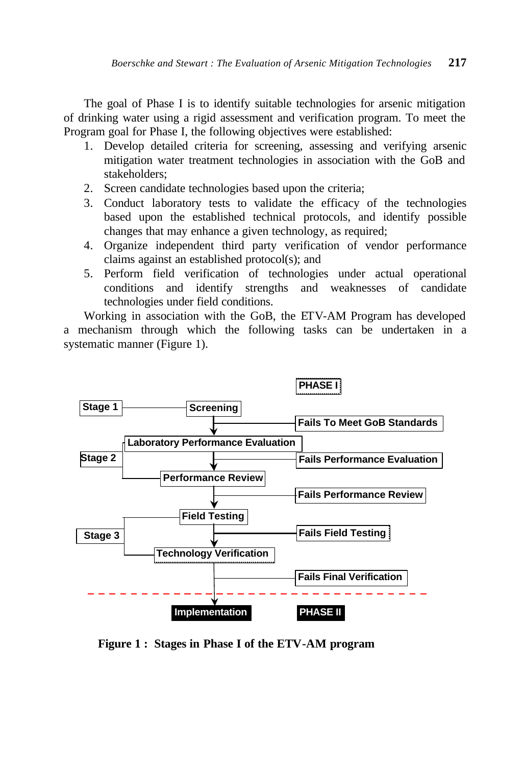The goal of Phase I is to identify suitable technologies for arsenic mitigation of drinking water using a rigid assessment and verification program. To meet the Program goal for Phase I, the following objectives were established:

1. Develop detailed criteria for screening, assessing and verifying arsenic mitigation water treatment technologies in association with the GoB and stakeholders;
2. Screen candidate technologies based upon the criteria;
3. Conduct laboratory tests to validate the efficacy of the technologies based upon the established technical protocols, and identify possible changes that may enhance a given technology, as required;
4. Organize independent third party verification of vendor performance claims against an established protocol(s); and
5. Perform field verification of technologies under actual operational conditions and identify strengths and weaknesses of candidate technologies under field conditions.

Working in association with the GoB, the ETV-AM Program has developed a mechanism through which the following tasks can be undertaken in a systematic manner (Figure 1).

PHASE I

Stage 1 — Screening → Fails To Meet GoB Standards

Stage 2 — Laboratory Performance Evaluation → Fails Performance Evaluation; Performance Review → Fails Performance Review

Stage 3 — Field Testing → Fails Field Testing; Technology Verification → Fails Final Verification

Implementation — PHASE II

**Figure 1 : Stages in Phase I of the ETV-AM program**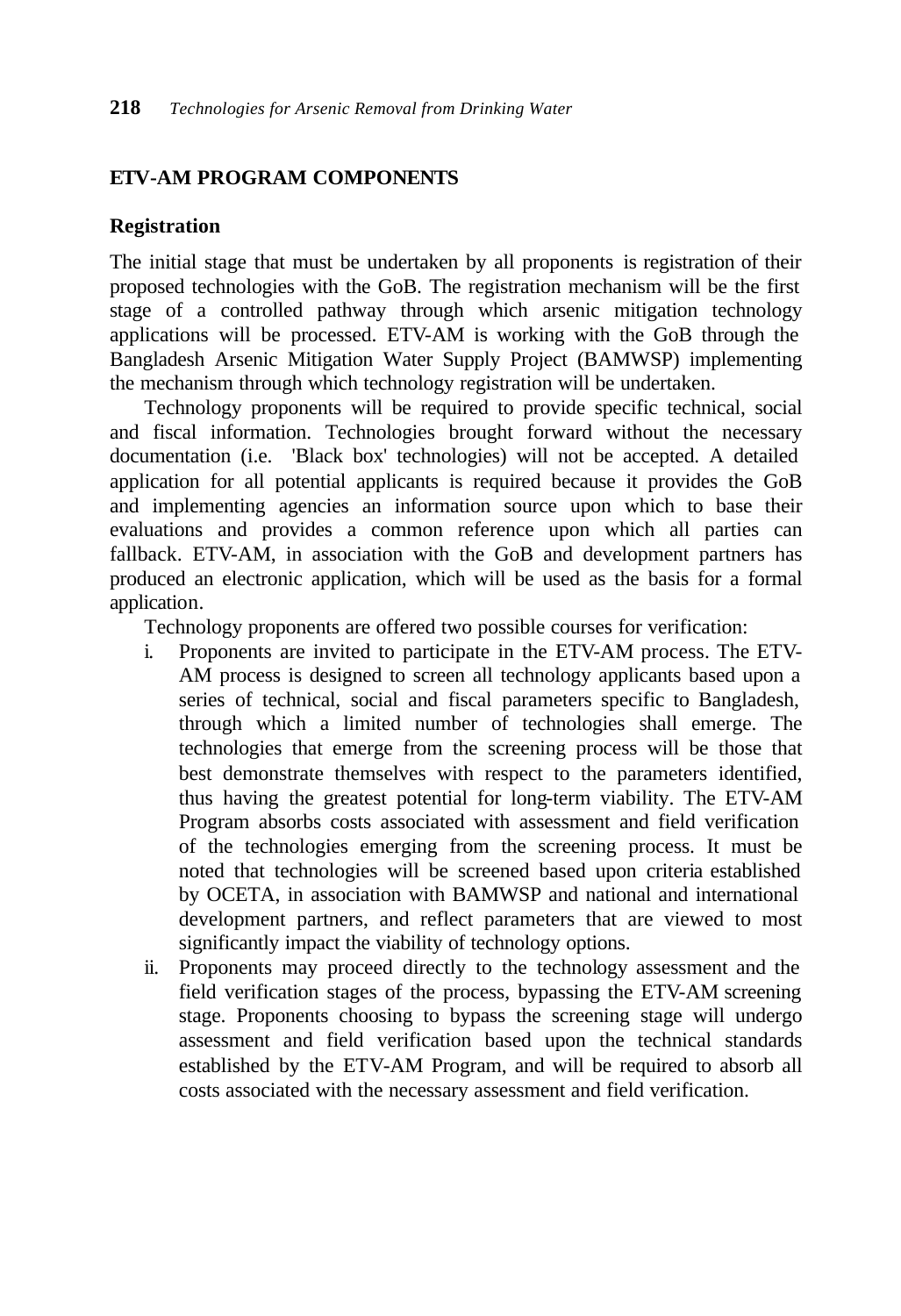## ETV-AM PROGRAM COMPONENTS

### Registration

The initial stage that must be undertaken by all proponents is registration of their proposed technologies with the GoB. The registration mechanism will be the first stage of a controlled pathway through which arsenic mitigation technology applications will be processed. ETV-AM is working with the GoB through the Bangladesh Arsenic Mitigation Water Supply Project (BAMWSP) implementing the mechanism through which technology registration will be undertaken.

Technology proponents will be required to provide specific technical, social and fiscal information. Technologies brought forward without the necessary documentation (i.e. 'Black box' technologies) will not be accepted. A detailed application for all potential applicants is required because it provides the GoB and implementing agencies an information source upon which to base their evaluations and provides a common reference upon which all parties can fallback. ETV-AM, in association with the GoB and development partners has produced an electronic application, which will be used as the basis for a formal application.

Technology proponents are offered two possible courses for verification:

i. Proponents are invited to participate in the ETV-AM process. The ETV-AM process is designed to screen all technology applicants based upon a series of technical, social and fiscal parameters specific to Bangladesh, through which a limited number of technologies shall emerge. The technologies that emerge from the screening process will be those that best demonstrate themselves with respect to the parameters identified, thus having the greatest potential for long-term viability. The ETV-AM Program absorbs costs associated with assessment and field verification of the technologies emerging from the screening process. It must be noted that technologies will be screened based upon criteria established by OCETA, in association with BAMWSP and national and international development partners, and reflect parameters that are viewed to most significantly impact the viability of technology options.
ii. Proponents may proceed directly to the technology assessment and the field verification stages of the process, bypassing the ETV-AM screening stage. Proponents choosing to bypass the screening stage will undergo assessment and field verification based upon the technical standards established by the ETV-AM Program, and will be required to absorb all costs associated with the necessary assessment and field verification.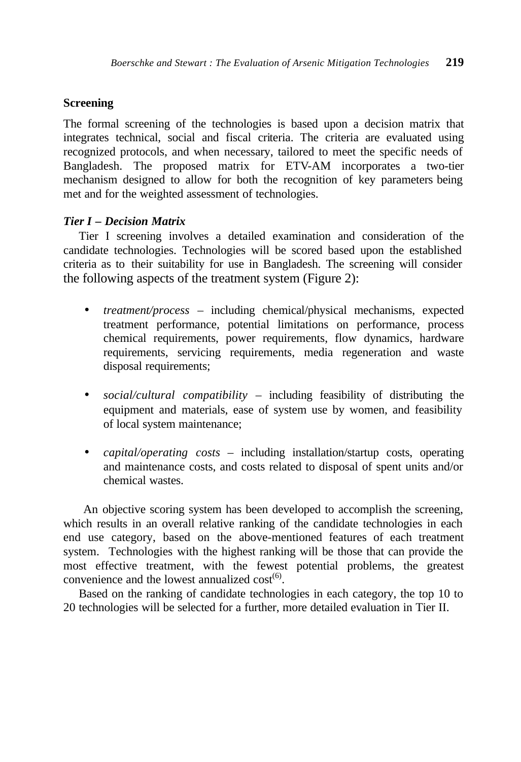**Screening**

The formal screening of the technologies is based upon a decision matrix that integrates technical, social and fiscal criteria. The criteria are evaluated using recognized protocols, and when necessary, tailored to meet the specific needs of Bangladesh. The proposed matrix for ETV-AM incorporates a two-tier mechanism designed to allow for both the recognition of key parameters being met and for the weighted assessment of technologies.

***Tier I – Decision Matrix***

Tier I screening involves a detailed examination and consideration of the candidate technologies. Technologies will be scored based upon the established criteria as to their suitability for use in Bangladesh. The screening will consider the following aspects of the treatment system (Figure 2):

- *treatment/process* – including chemical/physical mechanisms, expected treatment performance, potential limitations on performance, process chemical requirements, power requirements, flow dynamics, hardware requirements, servicing requirements, media regeneration and waste disposal requirements;

- *social/cultural compatibility* – including feasibility of distributing the equipment and materials, ease of system use by women, and feasibility of local system maintenance;

- *capital/operating costs* – including installation/startup costs, operating and maintenance costs, and costs related to disposal of spent units and/or chemical wastes.

An objective scoring system has been developed to accomplish the screening, which results in an overall relative ranking of the candidate technologies in each end use category, based on the above-mentioned features of each treatment system. Technologies with the highest ranking will be those that can provide the most effective treatment, with the fewest potential problems, the greatest convenience and the lowest annualized cost[(6)].

Based on the ranking of candidate technologies in each category, the top 10 to 20 technologies will be selected for a further, more detailed evaluation in Tier II.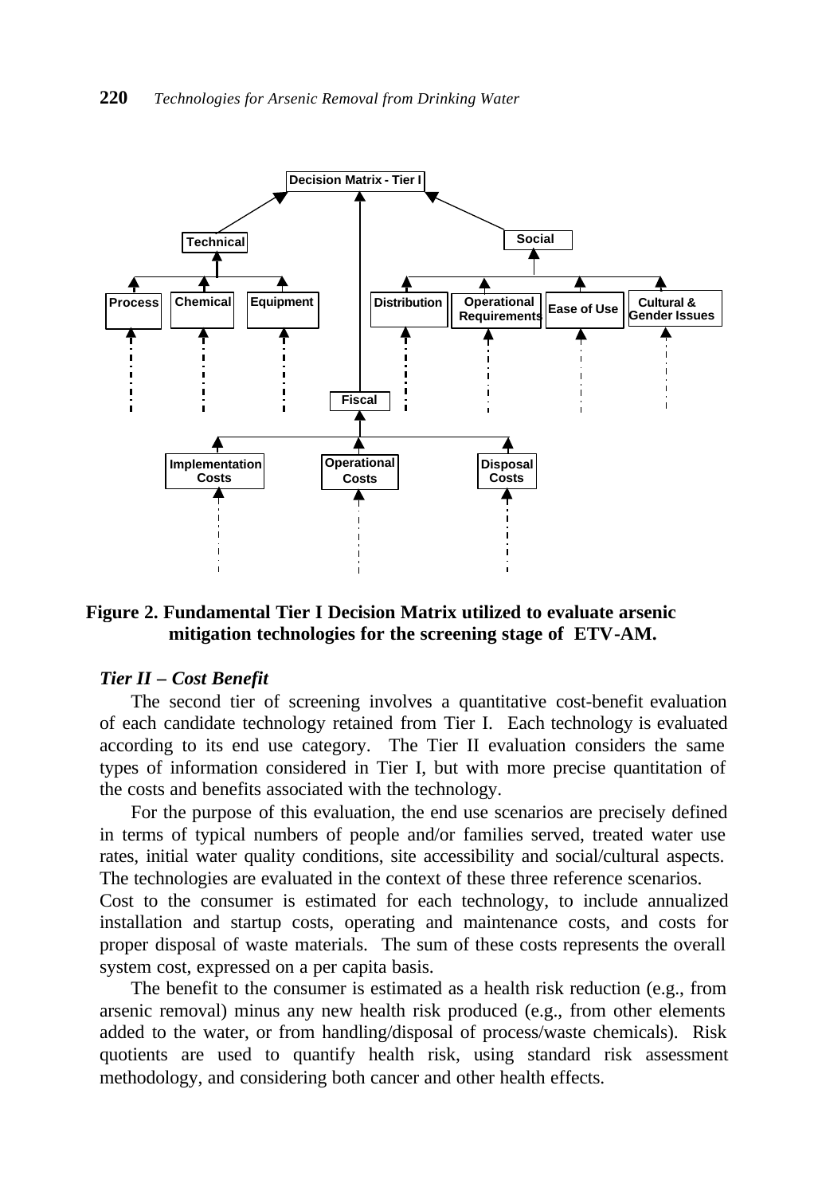**Figure 2. Fundamental Tier I Decision Matrix utilized to evaluate arsenic mitigation technologies for the screening stage of ETV-AM.**

### *Tier II – Cost Benefit*

The second tier of screening involves a quantitative cost-benefit evaluation of each candidate technology retained from Tier I. Each technology is evaluated according to its end use category. The Tier II evaluation considers the same types of information considered in Tier I, but with more precise quantitation of the costs and benefits associated with the technology.

For the purpose of this evaluation, the end use scenarios are precisely defined in terms of typical numbers of people and/or families served, treated water use rates, initial water quality conditions, site accessibility and social/cultural aspects. The technologies are evaluated in the context of these three reference scenarios. Cost to the consumer is estimated for each technology, to include annualized installation and startup costs, operating and maintenance costs, and costs for proper disposal of waste materials. The sum of these costs represents the overall system cost, expressed on a per capita basis.

The benefit to the consumer is estimated as a health risk reduction (e.g., from arsenic removal) minus any new health risk produced (e.g., from other elements added to the water, or from handling/disposal of process/waste chemicals). Risk quotients are used to quantify health risk, using standard risk assessment methodology, and considering both cancer and other health effects.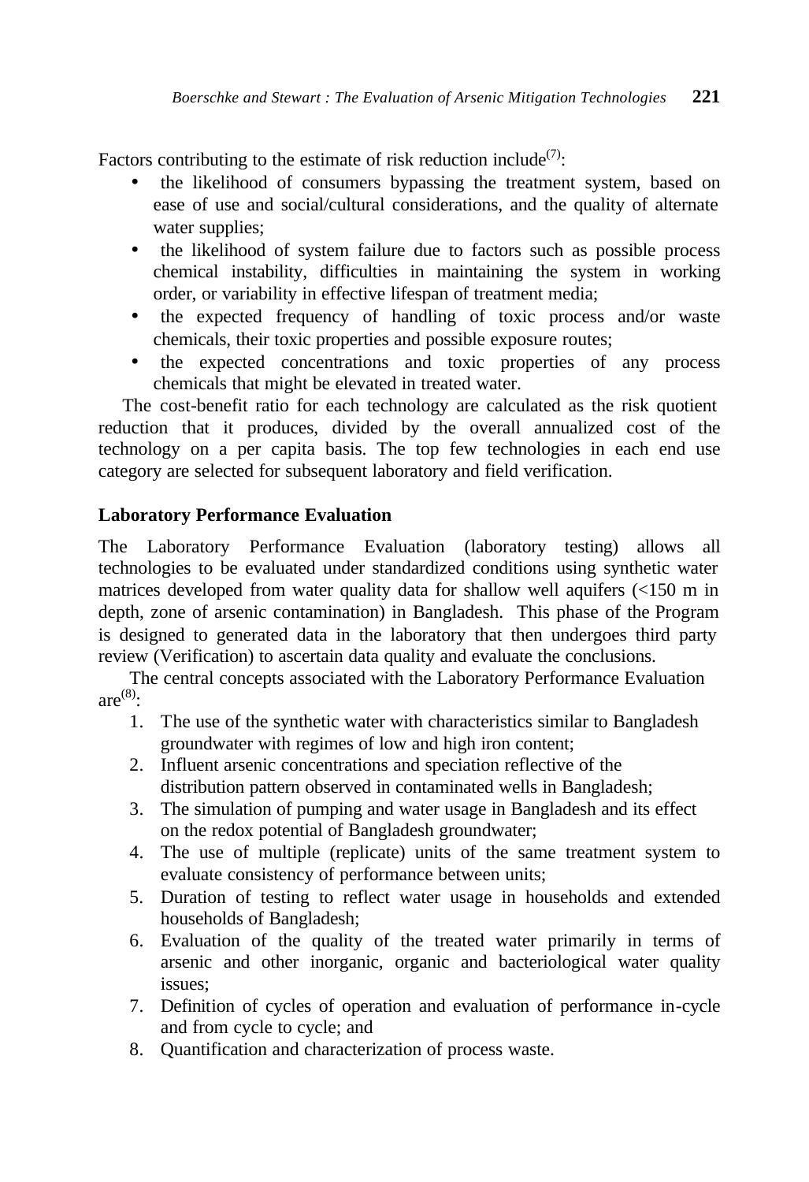Factors contributing to the estimate of risk reduction include[7]:

- the likelihood of consumers bypassing the treatment system, based on ease of use and social/cultural considerations, and the quality of alternate water supplies;
- the likelihood of system failure due to factors such as possible process chemical instability, difficulties in maintaining the system in working order, or variability in effective lifespan of treatment media;
- the expected frequency of handling of toxic process and/or waste chemicals, their toxic properties and possible exposure routes;
- the expected concentrations and toxic properties of any process chemicals that might be elevated in treated water.

The cost-benefit ratio for each technology are calculated as the risk quotient reduction that it produces, divided by the overall annualized cost of the technology on a per capita basis. The top few technologies in each end use category are selected for subsequent laboratory and field verification.

## Laboratory Performance Evaluation

The Laboratory Performance Evaluation (laboratory testing) allows all technologies to be evaluated under standardized conditions using synthetic water matrices developed from water quality data for shallow well aquifers (<150 m in depth, zone of arsenic contamination) in Bangladesh. This phase of the Program is designed to generated data in the laboratory that then undergoes third party review (Verification) to ascertain data quality and evaluate the conclusions.

The central concepts associated with the Laboratory Performance Evaluation are[8]:

1. The use of the synthetic water with characteristics similar to Bangladesh groundwater with regimes of low and high iron content;
2. Influent arsenic concentrations and speciation reflective of the distribution pattern observed in contaminated wells in Bangladesh;
3. The simulation of pumping and water usage in Bangladesh and its effect on the redox potential of Bangladesh groundwater;
4. The use of multiple (replicate) units of the same treatment system to evaluate consistency of performance between units;
5. Duration of testing to reflect water usage in households and extended households of Bangladesh;
6. Evaluation of the quality of the treated water primarily in terms of arsenic and other inorganic, organic and bacteriological water quality issues;
7. Definition of cycles of operation and evaluation of performance in-cycle and from cycle to cycle; and
8. Quantification and characterization of process waste.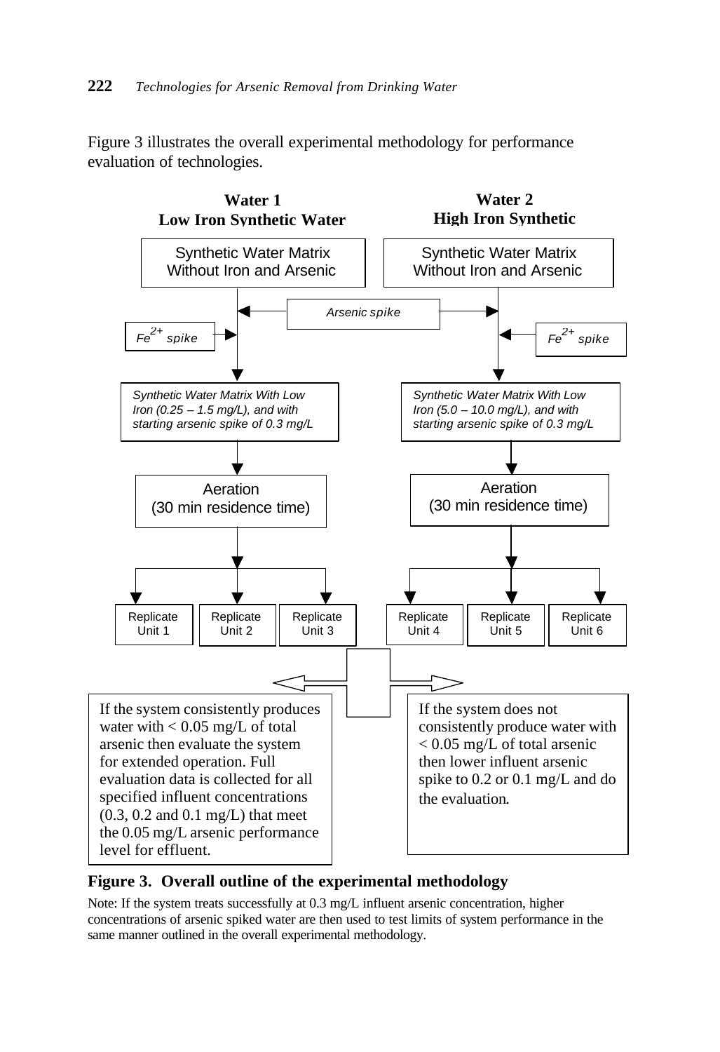Figure 3 illustrates the overall experimental methodology for performance evaluation of technologies.

**Water 1**
**Low Iron Synthetic Water**

- Synthetic Water Matrix Without Iron and Arsenic
- *Arsenic spike*
- *$Fe^{2+}$ spike*
- *Synthetic Water Matrix With Low Iron (0.25 – 1.5 mg/L), and with starting arsenic spike of 0.3 mg/L*
- Aeration (30 min residence time)
- Replicate Unit 1, Replicate Unit 2, Replicate Unit 3

**Water 2**
**High Iron Synthetic**

- Synthetic Water Matrix Without Iron and Arsenic
- *Arsenic spike*
- *$Fe^{2+}$ spike*
- *Synthetic Water Matrix With Low Iron (5.0 – 10.0 mg/L), and with starting arsenic spike of 0.3 mg/L*
- Aeration (30 min residence time)
- Replicate Unit 4, Replicate Unit 5, Replicate Unit 6

If the system consistently produces water with < 0.05 mg/L of total arsenic then evaluate the system for extended operation. Full evaluation data is collected for all specified influent concentrations (0.3, 0.2 and 0.1 mg/L) that meet the 0.05 mg/L arsenic performance level for effluent.

If the system does not consistently produce water with < 0.05 mg/L of total arsenic then lower influent arsenic spike to 0.2 or 0.1 mg/L and do the evaluation.

**Figure 3. Overall outline of the experimental methodology**

Note: If the system treats successfully at 0.3 mg/L influent arsenic concentration, higher concentrations of arsenic spiked water are then used to test limits of system performance in the same manner outlined in the overall experimental methodology.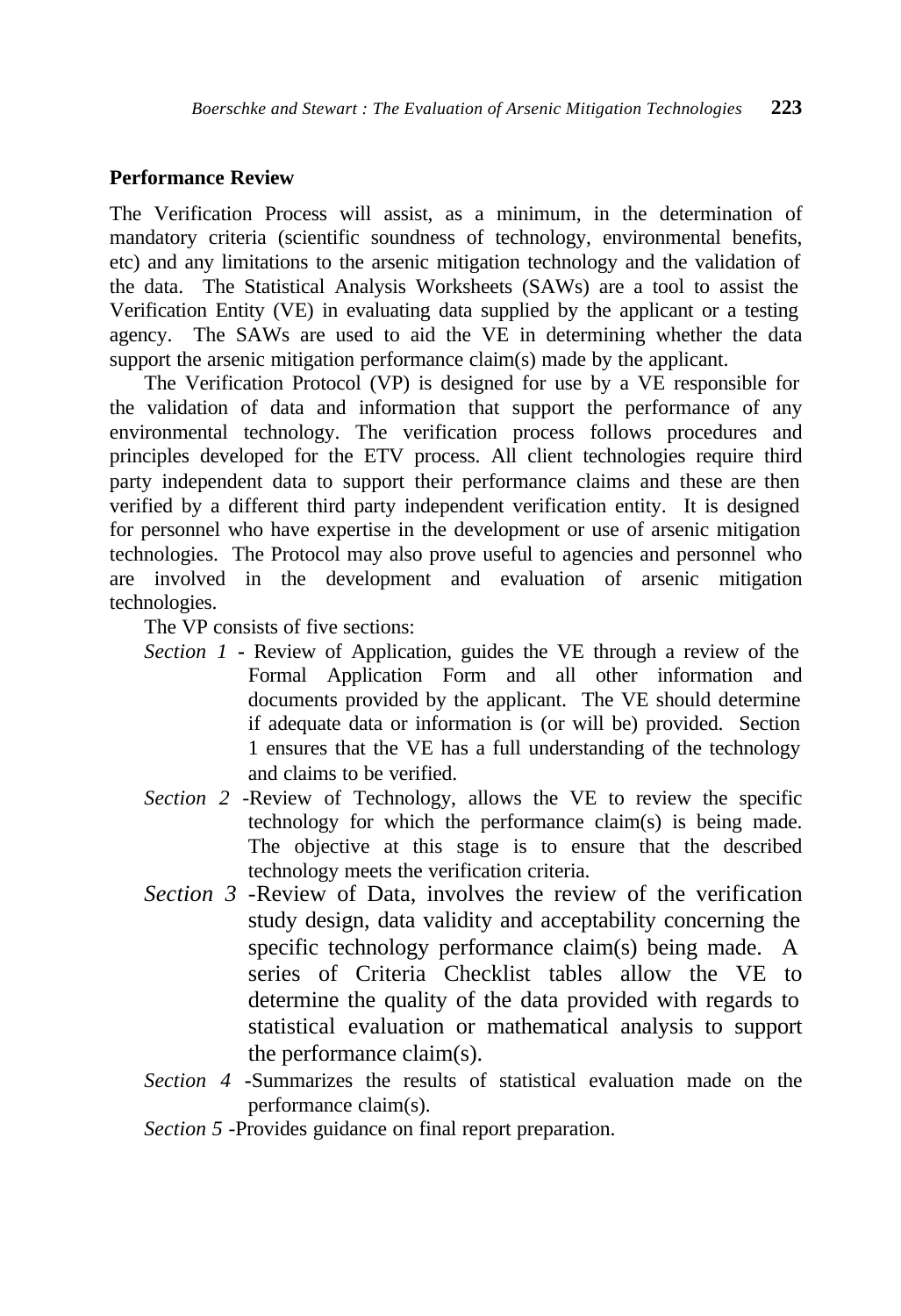## Performance Review

The Verification Process will assist, as a minimum, in the determination of mandatory criteria (scientific soundness of technology, environmental benefits, etc) and any limitations to the arsenic mitigation technology and the validation of the data. The Statistical Analysis Worksheets (SAWs) are a tool to assist the Verification Entity (VE) in evaluating data supplied by the applicant or a testing agency. The SAWs are used to aid the VE in determining whether the data support the arsenic mitigation performance claim(s) made by the applicant.

The Verification Protocol (VP) is designed for use by a VE responsible for the validation of data and information that support the performance of any environmental technology. The verification process follows procedures and principles developed for the ETV process. All client technologies require third party independent data to support their performance claims and these are then verified by a different third party independent verification entity. It is designed for personnel who have expertise in the development or use of arsenic mitigation technologies. The Protocol may also prove useful to agencies and personnel who are involved in the development and evaluation of arsenic mitigation technologies.

The VP consists of five sections:

*Section 1* - Review of Application, guides the VE through a review of the Formal Application Form and all other information and documents provided by the applicant. The VE should determine if adequate data or information is (or will be) provided. Section 1 ensures that the VE has a full understanding of the technology and claims to be verified.

*Section 2* -Review of Technology, allows the VE to review the specific technology for which the performance claim(s) is being made. The objective at this stage is to ensure that the described technology meets the verification criteria.

*Section 3* -Review of Data, involves the review of the verification study design, data validity and acceptability concerning the specific technology performance claim(s) being made. A series of Criteria Checklist tables allow the VE to determine the quality of the data provided with regards to statistical evaluation or mathematical analysis to support the performance claim(s).

*Section 4* -Summarizes the results of statistical evaluation made on the performance claim(s).

*Section 5* -Provides guidance on final report preparation.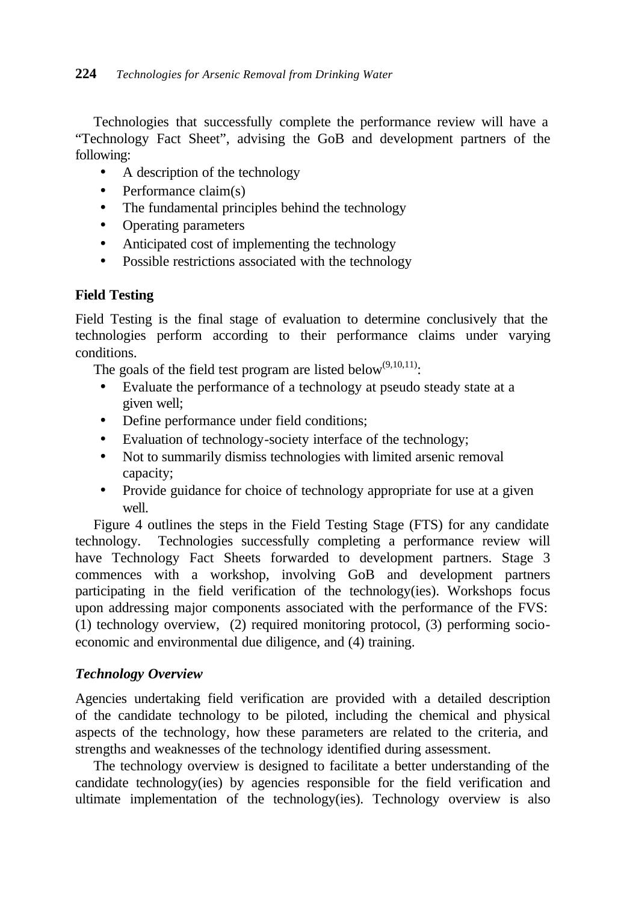Technologies that successfully complete the performance review will have a "Technology Fact Sheet", advising the GoB and development partners of the following:

- A description of the technology
- Performance claim(s)
- The fundamental principles behind the technology
- Operating parameters
- Anticipated cost of implementing the technology
- Possible restrictions associated with the technology

**Field Testing**

Field Testing is the final stage of evaluation to determine conclusively that the technologies perform according to their performance claims under varying conditions.

The goals of the field test program are listed below[9,10,11]:

- Evaluate the performance of a technology at pseudo steady state at a given well;
- Define performance under field conditions;
- Evaluation of technology-society interface of the technology;
- Not to summarily dismiss technologies with limited arsenic removal capacity;
- Provide guidance for choice of technology appropriate for use at a given well.

Figure 4 outlines the steps in the Field Testing Stage (FTS) for any candidate technology. Technologies successfully completing a performance review will have Technology Fact Sheets forwarded to development partners. Stage 3 commences with a workshop, involving GoB and development partners participating in the field verification of the technology(ies). Workshops focus upon addressing major components associated with the performance of the FVS: (1) technology overview, (2) required monitoring protocol, (3) performing socio-economic and environmental due diligence, and (4) training.

***Technology Overview***

Agencies undertaking field verification are provided with a detailed description of the candidate technology to be piloted, including the chemical and physical aspects of the technology, how these parameters are related to the criteria, and strengths and weaknesses of the technology identified during assessment.

The technology overview is designed to facilitate a better understanding of the candidate technology(ies) by agencies responsible for the field verification and ultimate implementation of the technology(ies). Technology overview is also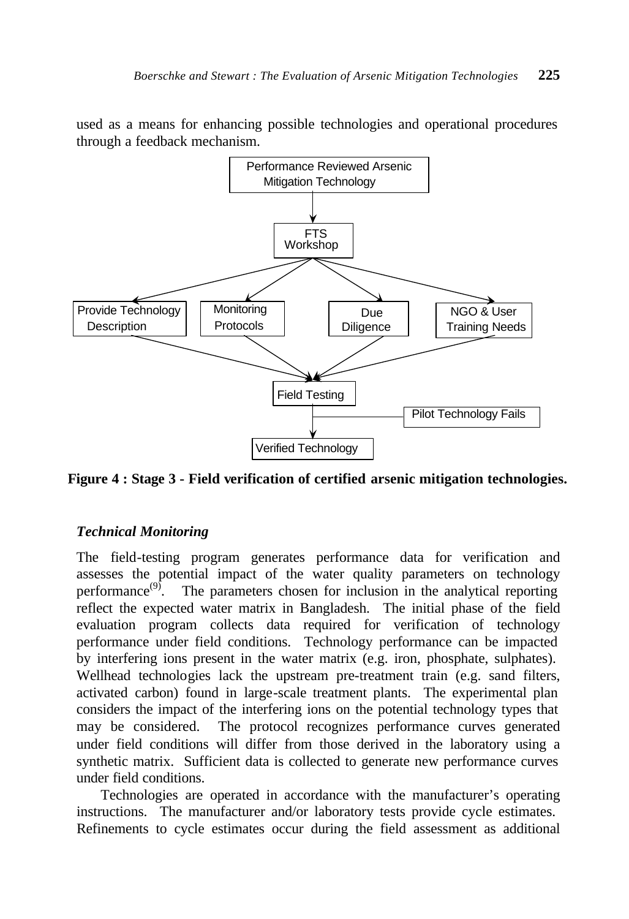used as a means for enhancing possible technologies and operational procedures through a feedback mechanism.

Performance Reviewed Arsenic Mitigation Technology

FTS Workshop

Provide Technology Description

Monitoring Protocols

Due Diligence

NGO & User Training Needs

Field Testing

Pilot Technology Fails

Verified Technology

**Figure 4 : Stage 3 - Field verification of certified arsenic mitigation technologies.**

### *Technical Monitoring*

The field-testing program generates performance data for verification and assesses the potential impact of the water quality parameters on technology performance[9]. The parameters chosen for inclusion in the analytical reporting reflect the expected water matrix in Bangladesh. The initial phase of the field evaluation program collects data required for verification of technology performance under field conditions. Technology performance can be impacted by interfering ions present in the water matrix (e.g. iron, phosphate, sulphates). Wellhead technologies lack the upstream pre-treatment train (e.g. sand filters, activated carbon) found in large-scale treatment plants. The experimental plan considers the impact of the interfering ions on the potential technology types that may be considered. The protocol recognizes performance curves generated under field conditions will differ from those derived in the laboratory using a synthetic matrix. Sufficient data is collected to generate new performance curves under field conditions.

Technologies are operated in accordance with the manufacturer's operating instructions. The manufacturer and/or laboratory tests provide cycle estimates. Refinements to cycle estimates occur during the field assessment as additional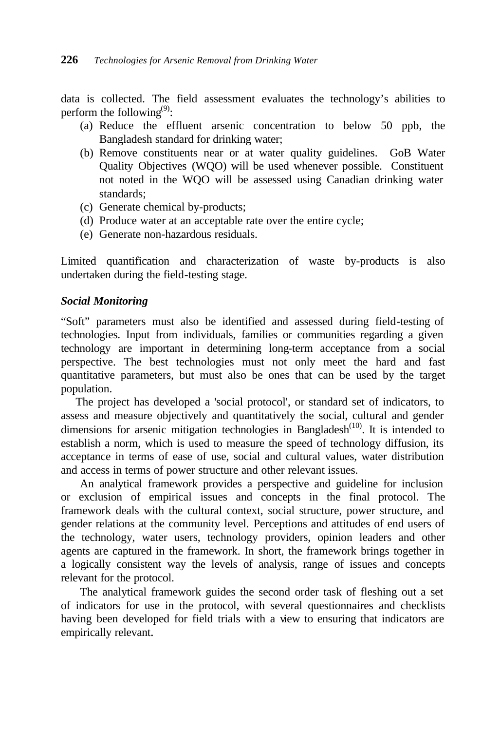data is collected. The field assessment evaluates the technology's abilities to perform the following[9]:

(a) Reduce the effluent arsenic concentration to below 50 ppb, the Bangladesh standard for drinking water;
(b) Remove constituents near or at water quality guidelines. GoB Water Quality Objectives (WQO) will be used whenever possible. Constituent not noted in the WQO will be assessed using Canadian drinking water standards;
(c) Generate chemical by-products;
(d) Produce water at an acceptable rate over the entire cycle;
(e) Generate non-hazardous residuals.

Limited quantification and characterization of waste by-products is also undertaken during the field-testing stage.

### *Social Monitoring*

"Soft" parameters must also be identified and assessed during field-testing of technologies. Input from individuals, families or communities regarding a given technology are important in determining long-term acceptance from a social perspective. The best technologies must not only meet the hard and fast quantitative parameters, but must also be ones that can be used by the target population.

The project has developed a 'social protocol', or standard set of indicators, to assess and measure objectively and quantitatively the social, cultural and gender dimensions for arsenic mitigation technologies in Bangladesh[10]. It is intended to establish a norm, which is used to measure the speed of technology diffusion, its acceptance in terms of ease of use, social and cultural values, water distribution and access in terms of power structure and other relevant issues.

An analytical framework provides a perspective and guideline for inclusion or exclusion of empirical issues and concepts in the final protocol. The framework deals with the cultural context, social structure, power structure, and gender relations at the community level. Perceptions and attitudes of end users of the technology, water users, technology providers, opinion leaders and other agents are captured in the framework. In short, the framework brings together in a logically consistent way the levels of analysis, range of issues and concepts relevant for the protocol.

The analytical framework guides the second order task of fleshing out a set of indicators for use in the protocol, with several questionnaires and checklists having been developed for field trials with a view to ensuring that indicators are empirically relevant.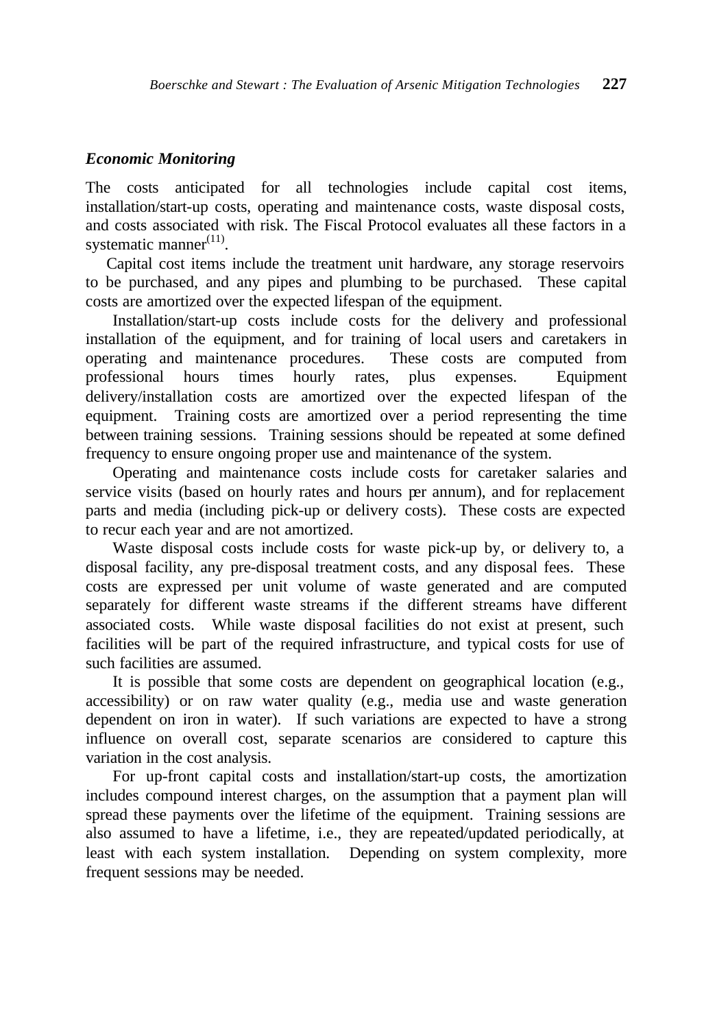### *Economic Monitoring*

The costs anticipated for all technologies include capital cost items, installation/start-up costs, operating and maintenance costs, waste disposal costs, and costs associated with risk. The Fiscal Protocol evaluates all these factors in a systematic manner[11].

Capital cost items include the treatment unit hardware, any storage reservoirs to be purchased, and any pipes and plumbing to be purchased. These capital costs are amortized over the expected lifespan of the equipment.

Installation/start-up costs include costs for the delivery and professional installation of the equipment, and for training of local users and caretakers in operating and maintenance procedures. These costs are computed from professional hours times hourly rates, plus expenses. Equipment delivery/installation costs are amortized over the expected lifespan of the equipment. Training costs are amortized over a period representing the time between training sessions. Training sessions should be repeated at some defined frequency to ensure ongoing proper use and maintenance of the system.

Operating and maintenance costs include costs for caretaker salaries and service visits (based on hourly rates and hours per annum), and for replacement parts and media (including pick-up or delivery costs). These costs are expected to recur each year and are not amortized.

Waste disposal costs include costs for waste pick-up by, or delivery to, a disposal facility, any pre-disposal treatment costs, and any disposal fees. These costs are expressed per unit volume of waste generated and are computed separately for different waste streams if the different streams have different associated costs. While waste disposal facilities do not exist at present, such facilities will be part of the required infrastructure, and typical costs for use of such facilities are assumed.

It is possible that some costs are dependent on geographical location (e.g., accessibility) or on raw water quality (e.g., media use and waste generation dependent on iron in water). If such variations are expected to have a strong influence on overall cost, separate scenarios are considered to capture this variation in the cost analysis.

For up-front capital costs and installation/start-up costs, the amortization includes compound interest charges, on the assumption that a payment plan will spread these payments over the lifetime of the equipment. Training sessions are also assumed to have a lifetime, i.e., they are repeated/updated periodically, at least with each system installation. Depending on system complexity, more frequent sessions may be needed.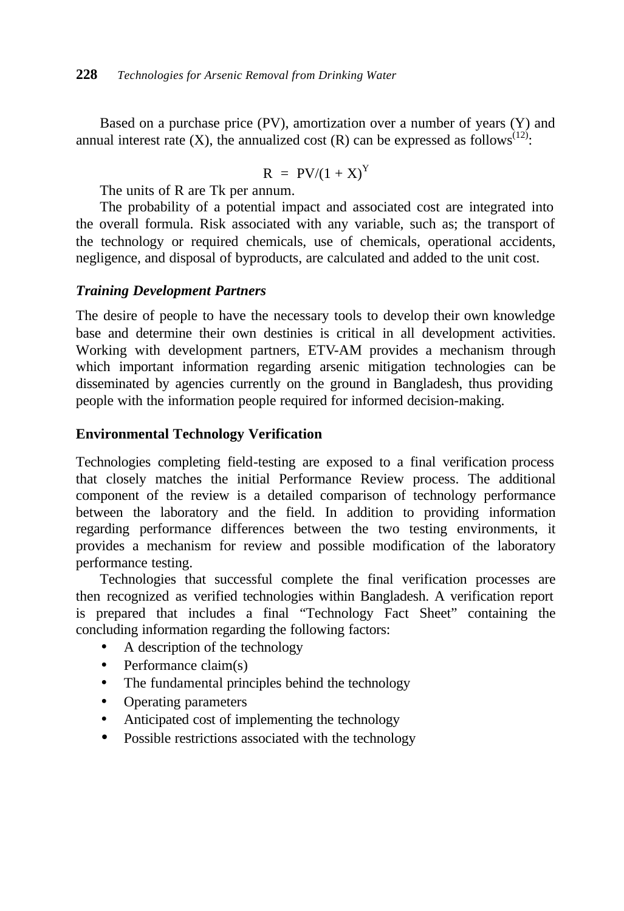Based on a purchase price (PV), amortization over a number of years (Y) and annual interest rate (X), the annualized cost (R) can be expressed as follows[12]:

$$R = PV/(1 + X)^Y$$

The units of R are Tk per annum.

The probability of a potential impact and associated cost are integrated into the overall formula. Risk associated with any variable, such as; the transport of the technology or required chemicals, use of chemicals, operational accidents, negligence, and disposal of byproducts, are calculated and added to the unit cost.

### *Training Development Partners*

The desire of people to have the necessary tools to develop their own knowledge base and determine their own destinies is critical in all development activities. Working with development partners, ETV-AM provides a mechanism through which important information regarding arsenic mitigation technologies can be disseminated by agencies currently on the ground in Bangladesh, thus providing people with the information people required for informed decision-making.

## Environmental Technology Verification

Technologies completing field-testing are exposed to a final verification process that closely matches the initial Performance Review process. The additional component of the review is a detailed comparison of technology performance between the laboratory and the field. In addition to providing information regarding performance differences between the two testing environments, it provides a mechanism for review and possible modification of the laboratory performance testing.

Technologies that successful complete the final verification processes are then recognized as verified technologies within Bangladesh. A verification report is prepared that includes a final "Technology Fact Sheet" containing the concluding information regarding the following factors:

- A description of the technology
- Performance claim(s)
- The fundamental principles behind the technology
- Operating parameters
- Anticipated cost of implementing the technology
- Possible restrictions associated with the technology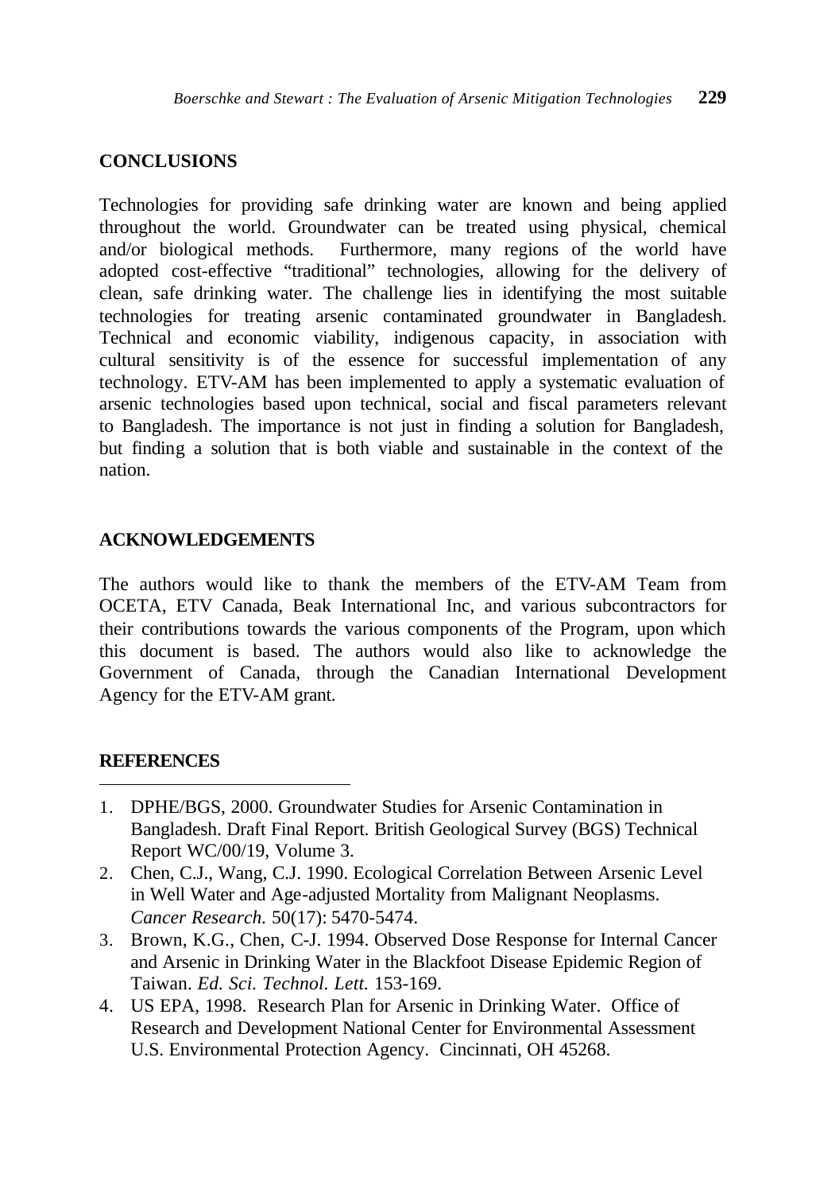## CONCLUSIONS

Technologies for providing safe drinking water are known and being applied throughout the world. Groundwater can be treated using physical, chemical and/or biological methods. Furthermore, many regions of the world have adopted cost-effective "traditional" technologies, allowing for the delivery of clean, safe drinking water. The challenge lies in identifying the most suitable technologies for treating arsenic contaminated groundwater in Bangladesh. Technical and economic viability, indigenous capacity, in association with cultural sensitivity is of the essence for successful implementation of any technology. ETV-AM has been implemented to apply a systematic evaluation of arsenic technologies based upon technical, social and fiscal parameters relevant to Bangladesh. The importance is not just in finding a solution for Bangladesh, but finding a solution that is both viable and sustainable in the context of the nation.

## ACKNOWLEDGEMENTS

The authors would like to thank the members of the ETV-AM Team from OCETA, ETV Canada, Beak International Inc, and various subcontractors for their contributions towards the various components of the Program, upon which this document is based. The authors would also like to acknowledge the Government of Canada, through the Canadian International Development Agency for the ETV-AM grant.

## REFERENCES

1. DPHE/BGS, 2000. Groundwater Studies for Arsenic Contamination in Bangladesh. Draft Final Report. British Geological Survey (BGS) Technical Report WC/00/19, Volume 3.
2. Chen, C.J., Wang, C.J. 1990. Ecological Correlation Between Arsenic Level in Well Water and Age-adjusted Mortality from Malignant Neoplasms. *Cancer Research.* 50(17): 5470-5474.
3. Brown, K.G., Chen, C-J. 1994. Observed Dose Response for Internal Cancer and Arsenic in Drinking Water in the Blackfoot Disease Epidemic Region of Taiwan. *Ed. Sci. Technol. Lett.* 153-169.
4. US EPA, 1998. Research Plan for Arsenic in Drinking Water. Office of Research and Development National Center for Environmental Assessment U.S. Environmental Protection Agency. Cincinnati, OH 45268.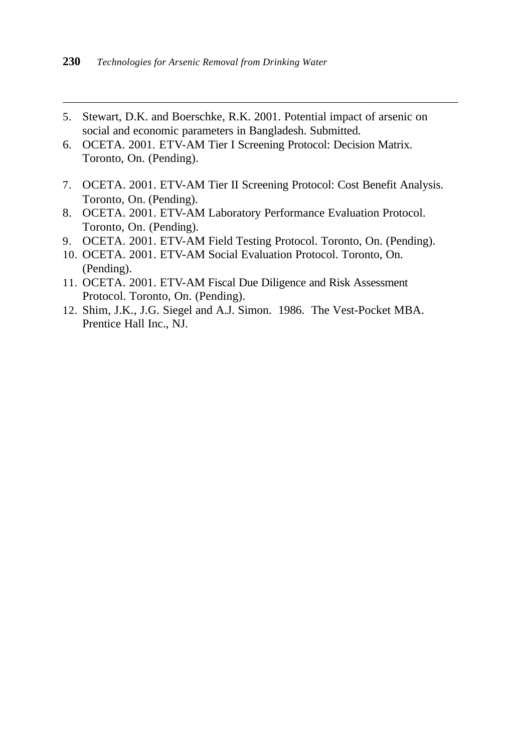5. Stewart, D.K. and Boerschke, R.K. 2001. Potential impact of arsenic on social and economic parameters in Bangladesh. Submitted.
6. OCETA. 2001. ETV-AM Tier I Screening Protocol: Decision Matrix. Toronto, On. (Pending).
7. OCETA. 2001. ETV-AM Tier II Screening Protocol: Cost Benefit Analysis. Toronto, On. (Pending).
8. OCETA. 2001. ETV-AM Laboratory Performance Evaluation Protocol. Toronto, On. (Pending).
9. OCETA. 2001. ETV-AM Field Testing Protocol. Toronto, On. (Pending).
10. OCETA. 2001. ETV-AM Social Evaluation Protocol. Toronto, On. (Pending).
11. OCETA. 2001. ETV-AM Fiscal Due Diligence and Risk Assessment Protocol. Toronto, On. (Pending).
12. Shim, J.K., J.G. Siegel and A.J. Simon. 1986. The Vest-Pocket MBA. Prentice Hall Inc., NJ.